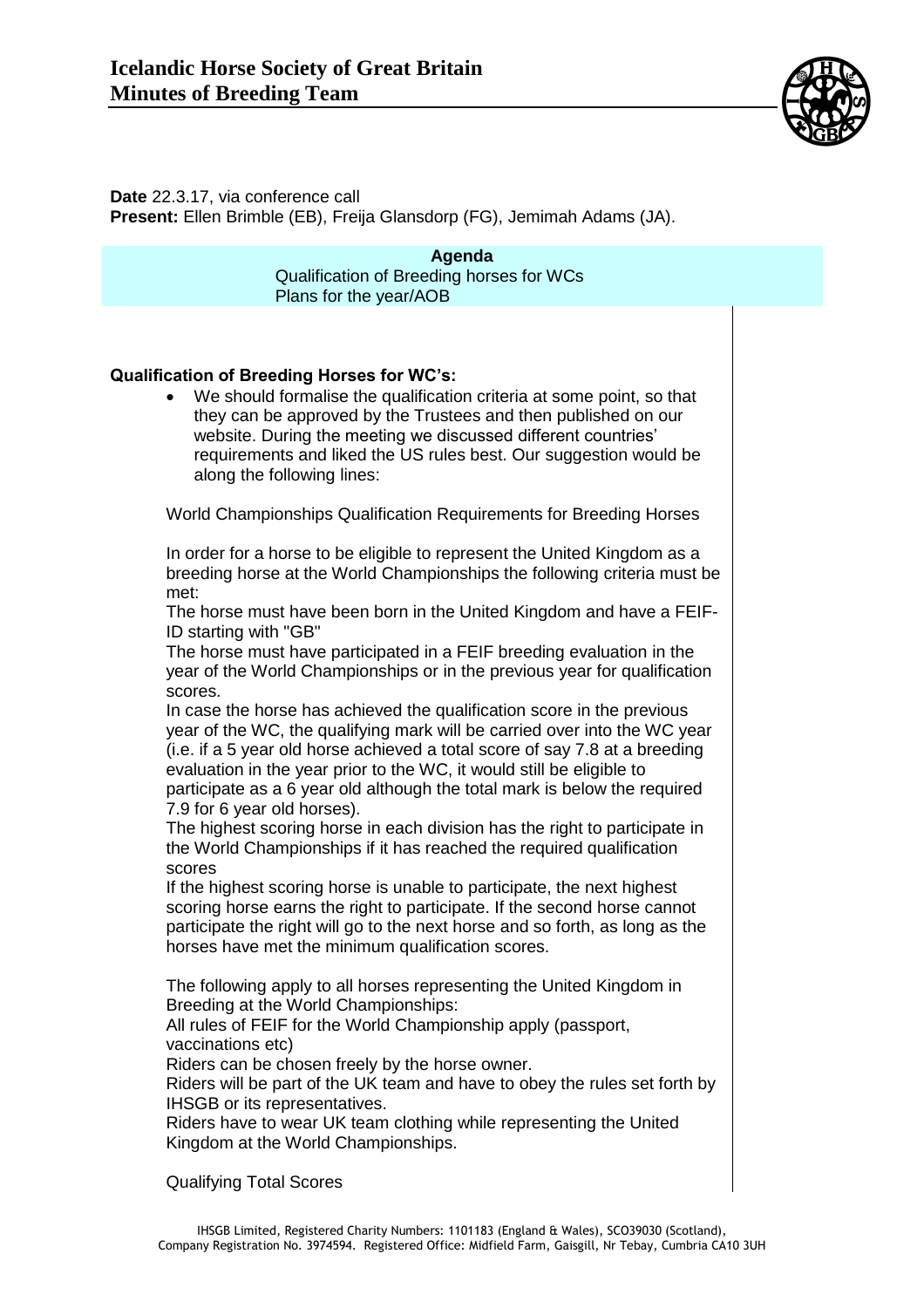# Icelandic Horse Society of Great Britain
# Minutes of Breeding Team

**Date** 22.3.17, via conference call
**Present:** Ellen Brimble (EB), Freija Glansdorp (FG), Jemimah Adams (JA).

**Agenda**
Qualification of Breeding horses for WCs
Plans for the year/AOB

**Qualification of Breeding Horses for WC's:**

- We should formalise the qualification criteria at some point, so that they can be approved by the Trustees and then published on our website. During the meeting we discussed different countries' requirements and liked the US rules best. Our suggestion would be along the following lines:

World Championships Qualification Requirements for Breeding Horses

In order for a horse to be eligible to represent the United Kingdom as a breeding horse at the World Championships the following criteria must be met:
The horse must have been born in the United Kingdom and have a FEIF-ID starting with "GB"
The horse must have participated in a FEIF breeding evaluation in the year of the World Championships or in the previous year for qualification scores.
In case the horse has achieved the qualification score in the previous year of the WC, the qualifying mark will be carried over into the WC year (i.e. if a 5 year old horse achieved a total score of say 7.8 at a breeding evaluation in the year prior to the WC, it would still be eligible to participate as a 6 year old although the total mark is below the required 7.9 for 6 year old horses).
The highest scoring horse in each division has the right to participate in the World Championships if it has reached the required qualification scores
If the highest scoring horse is unable to participate, the next highest scoring horse earns the right to participate. If the second horse cannot participate the right will go to the next horse and so forth, as long as the horses have met the minimum qualification scores.

The following apply to all horses representing the United Kingdom in Breeding at the World Championships:
All rules of FEIF for the World Championship apply (passport, vaccinations etc)
Riders can be chosen freely by the horse owner.
Riders will be part of the UK team and have to obey the rules set forth by IHSGB or its representatives.
Riders have to wear UK team clothing while representing the United Kingdom at the World Championships.

Qualifying Total Scores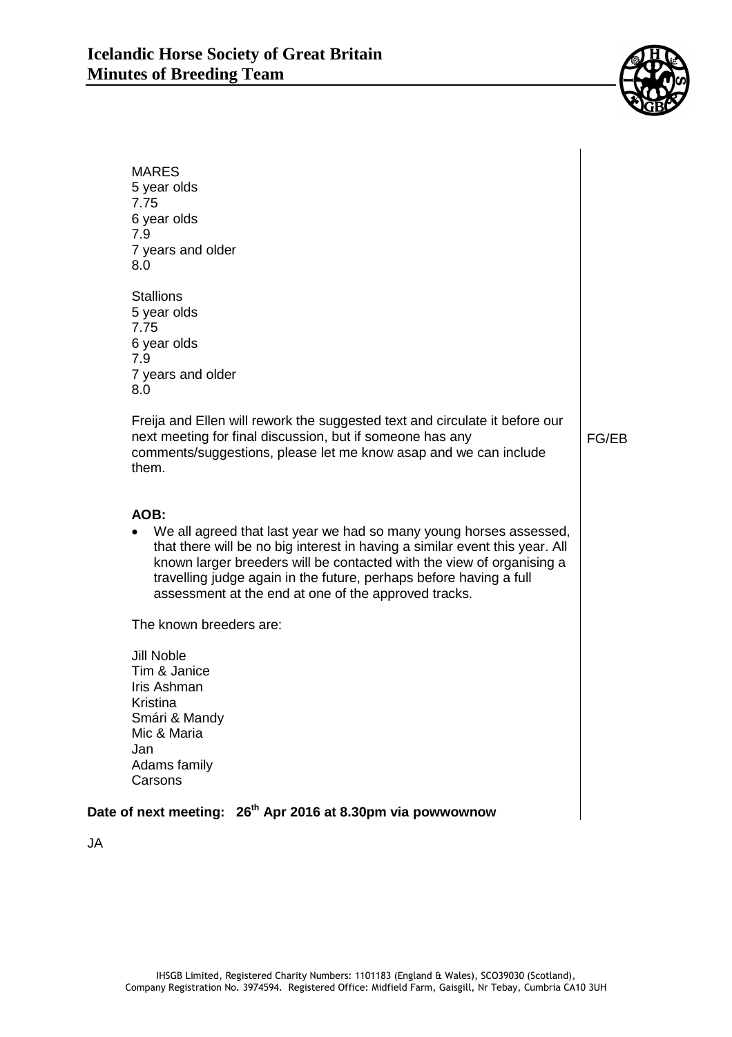MARES
5 year olds
7.75
6 year olds
7.9
7 years and older
8.0

Stallions
5 year olds
7.75
6 year olds
7.9
7 years and older
8.0

Freija and Ellen will rework the suggested text and circulate it before our next meeting for final discussion, but if someone has any comments/suggestions, please let me know asap and we can include them. — FG/EB

**AOB:**

- We all agreed that last year we had so many young horses assessed, that there will be no big interest in having a similar event this year. All known larger breeders will be contacted with the view of organising a travelling judge again in the future, perhaps before having a full assessment at the end at one of the approved tracks.

The known breeders are:

Jill Noble
Tim & Janice
Iris Ashman
Kristina
Smári & Mandy
Mic & Maria
Jan
Adams family
Carsons

**Date of next meeting: 26th Apr 2016 at 8.30pm via powwownow**

JA